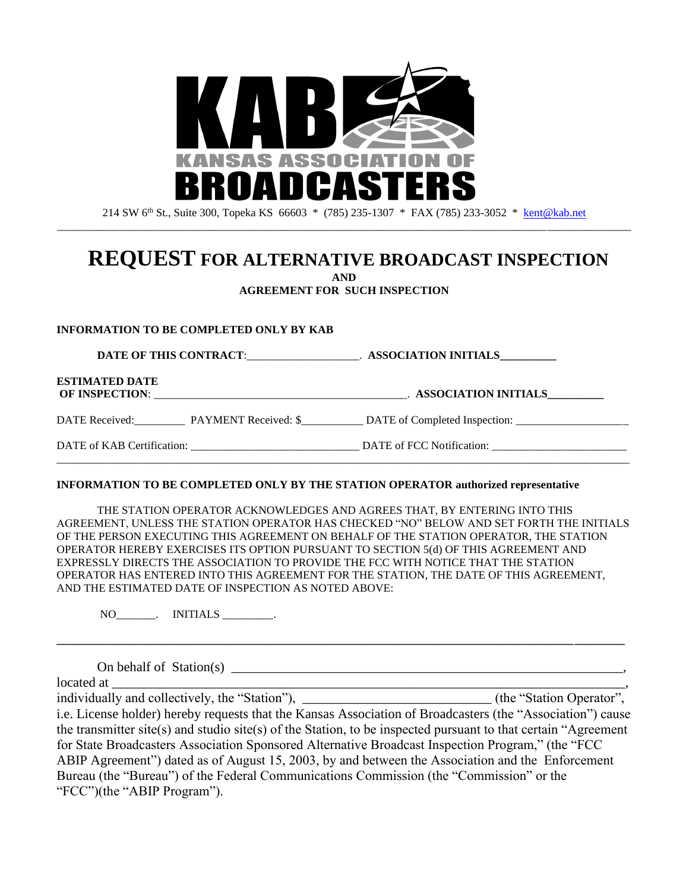KAB KANSAS ASSOCIATION OF BROADCASTERS

214 SW 6th St., Suite 300, Topeka KS 66603 * (785) 235-1307 * FAX (785) 233-3052 * kent@kab.net

---

# REQUEST FOR ALTERNATIVE BROADCAST INSPECTION

**AND**

**AGREEMENT FOR SUCH INSPECTION**

**INFORMATION TO BE COMPLETED ONLY BY KAB**

**DATE OF THIS CONTRACT**:___________________. **ASSOCIATION INITIALS**_________

**ESTIMATED DATE OF INSPECTION**: ____________________________________________. **ASSOCIATION INITIALS**_________

DATE Received:_________ PAYMENT Received: $__________ DATE of Completed Inspection: ___________________

DATE of KAB Certification: _____________________________ DATE of FCC Notification: _______________________

---

**INFORMATION TO BE COMPLETED ONLY BY THE STATION OPERATOR authorized representative**

THE STATION OPERATOR ACKNOWLEDGES AND AGREES THAT, BY ENTERING INTO THIS AGREEMENT, UNLESS THE STATION OPERATOR HAS CHECKED "NO" BELOW AND SET FORTH THE INITIALS OF THE PERSON EXECUTING THIS AGREEMENT ON BEHALF OF THE STATION OPERATOR, THE STATION OPERATOR HEREBY EXERCISES ITS OPTION PURSUANT TO SECTION 5(d) OF THIS AGREEMENT AND EXPRESSLY DIRECTS THE ASSOCIATION TO PROVIDE THE FCC WITH NOTICE THAT THE STATION OPERATOR HAS ENTERED INTO THIS AGREEMENT FOR THE STATION, THE DATE OF THIS AGREEMENT, AND THE ESTIMATED DATE OF INSPECTION AS NOTED ABOVE:

NO_______. INITIALS _________.

---

On behalf of Station(s) ____________________________________________________________, located at ___________________________________________________________________________, individually and collectively, the "Station"), ____________________________ (the "Station Operator", i.e. License holder) hereby requests that the Kansas Association of Broadcasters (the "Association") cause the transmitter site(s) and studio site(s) of the Station, to be inspected pursuant to that certain "Agreement for State Broadcasters Association Sponsored Alternative Broadcast Inspection Program," (the "FCC ABIP Agreement") dated as of August 15, 2003, by and between the Association and the Enforcement Bureau (the "Bureau") of the Federal Communications Commission (the "Commission" or the "FCC")(the "ABIP Program").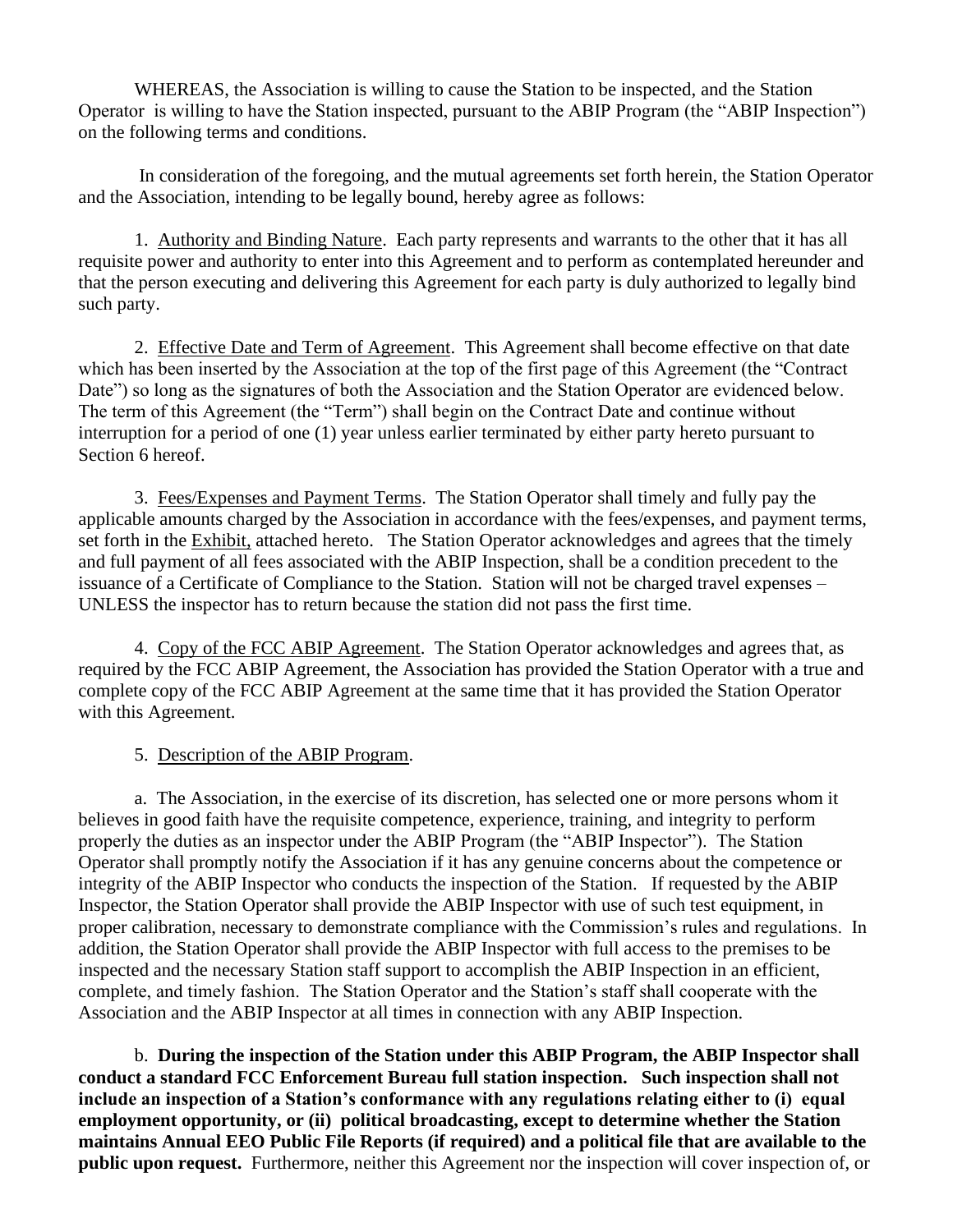WHEREAS, the Association is willing to cause the Station to be inspected, and the Station Operator is willing to have the Station inspected, pursuant to the ABIP Program (the "ABIP Inspection") on the following terms and conditions.

In consideration of the foregoing, and the mutual agreements set forth herein, the Station Operator and the Association, intending to be legally bound, hereby agree as follows:

1. Authority and Binding Nature. Each party represents and warrants to the other that it has all requisite power and authority to enter into this Agreement and to perform as contemplated hereunder and that the person executing and delivering this Agreement for each party is duly authorized to legally bind such party.

2. Effective Date and Term of Agreement. This Agreement shall become effective on that date which has been inserted by the Association at the top of the first page of this Agreement (the "Contract Date") so long as the signatures of both the Association and the Station Operator are evidenced below. The term of this Agreement (the "Term") shall begin on the Contract Date and continue without interruption for a period of one (1) year unless earlier terminated by either party hereto pursuant to Section 6 hereof.

3. Fees/Expenses and Payment Terms. The Station Operator shall timely and fully pay the applicable amounts charged by the Association in accordance with the fees/expenses, and payment terms, set forth in the Exhibit, attached hereto. The Station Operator acknowledges and agrees that the timely and full payment of all fees associated with the ABIP Inspection, shall be a condition precedent to the issuance of a Certificate of Compliance to the Station. Station will not be charged travel expenses – UNLESS the inspector has to return because the station did not pass the first time.

4. Copy of the FCC ABIP Agreement. The Station Operator acknowledges and agrees that, as required by the FCC ABIP Agreement, the Association has provided the Station Operator with a true and complete copy of the FCC ABIP Agreement at the same time that it has provided the Station Operator with this Agreement.

5. Description of the ABIP Program.

a. The Association, in the exercise of its discretion, has selected one or more persons whom it believes in good faith have the requisite competence, experience, training, and integrity to perform properly the duties as an inspector under the ABIP Program (the "ABIP Inspector"). The Station Operator shall promptly notify the Association if it has any genuine concerns about the competence or integrity of the ABIP Inspector who conducts the inspection of the Station. If requested by the ABIP Inspector, the Station Operator shall provide the ABIP Inspector with use of such test equipment, in proper calibration, necessary to demonstrate compliance with the Commission's rules and regulations. In addition, the Station Operator shall provide the ABIP Inspector with full access to the premises to be inspected and the necessary Station staff support to accomplish the ABIP Inspection in an efficient, complete, and timely fashion. The Station Operator and the Station's staff shall cooperate with the Association and the ABIP Inspector at all times in connection with any ABIP Inspection.

b. **During the inspection of the Station under this ABIP Program, the ABIP Inspector shall conduct a standard FCC Enforcement Bureau full station inspection. Such inspection shall not include an inspection of a Station's conformance with any regulations relating either to (i) equal employment opportunity, or (ii) political broadcasting, except to determine whether the Station maintains Annual EEO Public File Reports (if required) and a political file that are available to the public upon request.** Furthermore, neither this Agreement nor the inspection will cover inspection of, or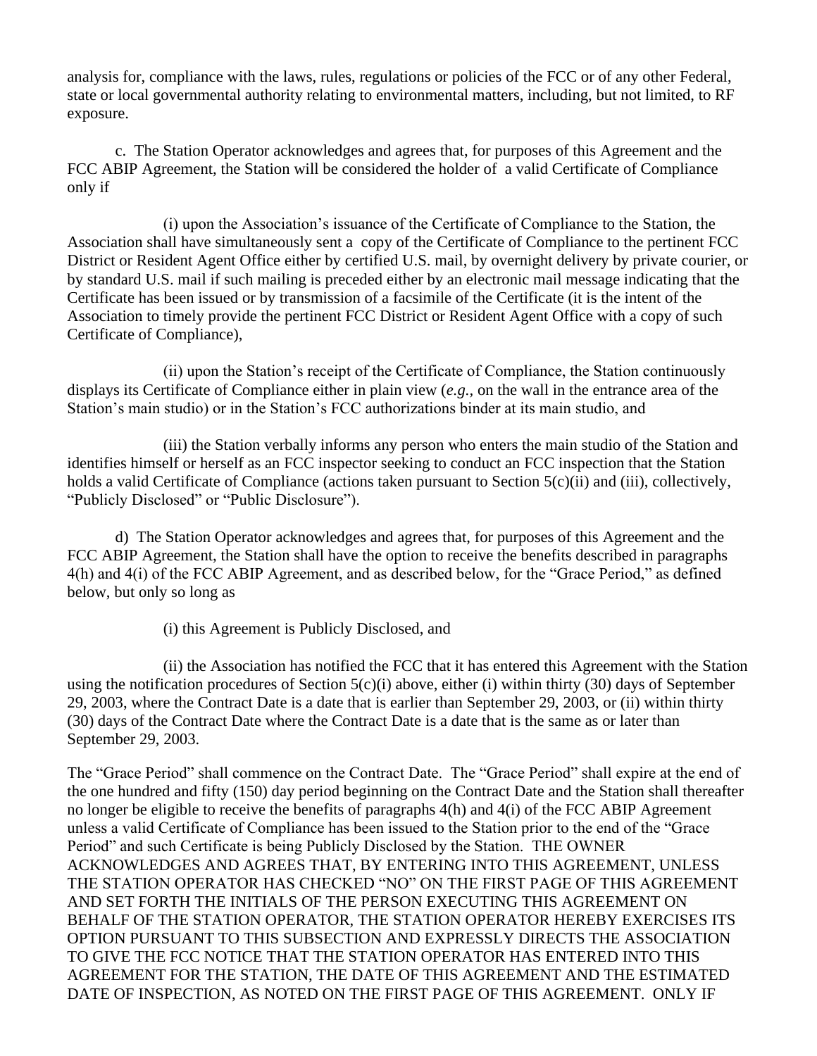analysis for, compliance with the laws, rules, regulations or policies of the FCC or of any other Federal, state or local governmental authority relating to environmental matters, including, but not limited, to RF exposure.

c. The Station Operator acknowledges and agrees that, for purposes of this Agreement and the FCC ABIP Agreement, the Station will be considered the holder of a valid Certificate of Compliance only if

(i) upon the Association's issuance of the Certificate of Compliance to the Station, the Association shall have simultaneously sent a copy of the Certificate of Compliance to the pertinent FCC District or Resident Agent Office either by certified U.S. mail, by overnight delivery by private courier, or by standard U.S. mail if such mailing is preceded either by an electronic mail message indicating that the Certificate has been issued or by transmission of a facsimile of the Certificate (it is the intent of the Association to timely provide the pertinent FCC District or Resident Agent Office with a copy of such Certificate of Compliance),

(ii) upon the Station's receipt of the Certificate of Compliance, the Station continuously displays its Certificate of Compliance either in plain view (*e.g.*, on the wall in the entrance area of the Station's main studio) or in the Station's FCC authorizations binder at its main studio, and

(iii) the Station verbally informs any person who enters the main studio of the Station and identifies himself or herself as an FCC inspector seeking to conduct an FCC inspection that the Station holds a valid Certificate of Compliance (actions taken pursuant to Section 5(c)(ii) and (iii), collectively, "Publicly Disclosed" or "Public Disclosure").

d) The Station Operator acknowledges and agrees that, for purposes of this Agreement and the FCC ABIP Agreement, the Station shall have the option to receive the benefits described in paragraphs 4(h) and 4(i) of the FCC ABIP Agreement, and as described below, for the "Grace Period," as defined below, but only so long as

(i) this Agreement is Publicly Disclosed, and

(ii) the Association has notified the FCC that it has entered this Agreement with the Station using the notification procedures of Section 5(c)(i) above, either (i) within thirty (30) days of September 29, 2003, where the Contract Date is a date that is earlier than September 29, 2003, or (ii) within thirty (30) days of the Contract Date where the Contract Date is a date that is the same as or later than September 29, 2003.

The "Grace Period" shall commence on the Contract Date. The "Grace Period" shall expire at the end of the one hundred and fifty (150) day period beginning on the Contract Date and the Station shall thereafter no longer be eligible to receive the benefits of paragraphs 4(h) and 4(i) of the FCC ABIP Agreement unless a valid Certificate of Compliance has been issued to the Station prior to the end of the "Grace Period" and such Certificate is being Publicly Disclosed by the Station. THE OWNER ACKNOWLEDGES AND AGREES THAT, BY ENTERING INTO THIS AGREEMENT, UNLESS THE STATION OPERATOR HAS CHECKED "NO" ON THE FIRST PAGE OF THIS AGREEMENT AND SET FORTH THE INITIALS OF THE PERSON EXECUTING THIS AGREEMENT ON BEHALF OF THE STATION OPERATOR, THE STATION OPERATOR HEREBY EXERCISES ITS OPTION PURSUANT TO THIS SUBSECTION AND EXPRESSLY DIRECTS THE ASSOCIATION TO GIVE THE FCC NOTICE THAT THE STATION OPERATOR HAS ENTERED INTO THIS AGREEMENT FOR THE STATION, THE DATE OF THIS AGREEMENT AND THE ESTIMATED DATE OF INSPECTION, AS NOTED ON THE FIRST PAGE OF THIS AGREEMENT. ONLY IF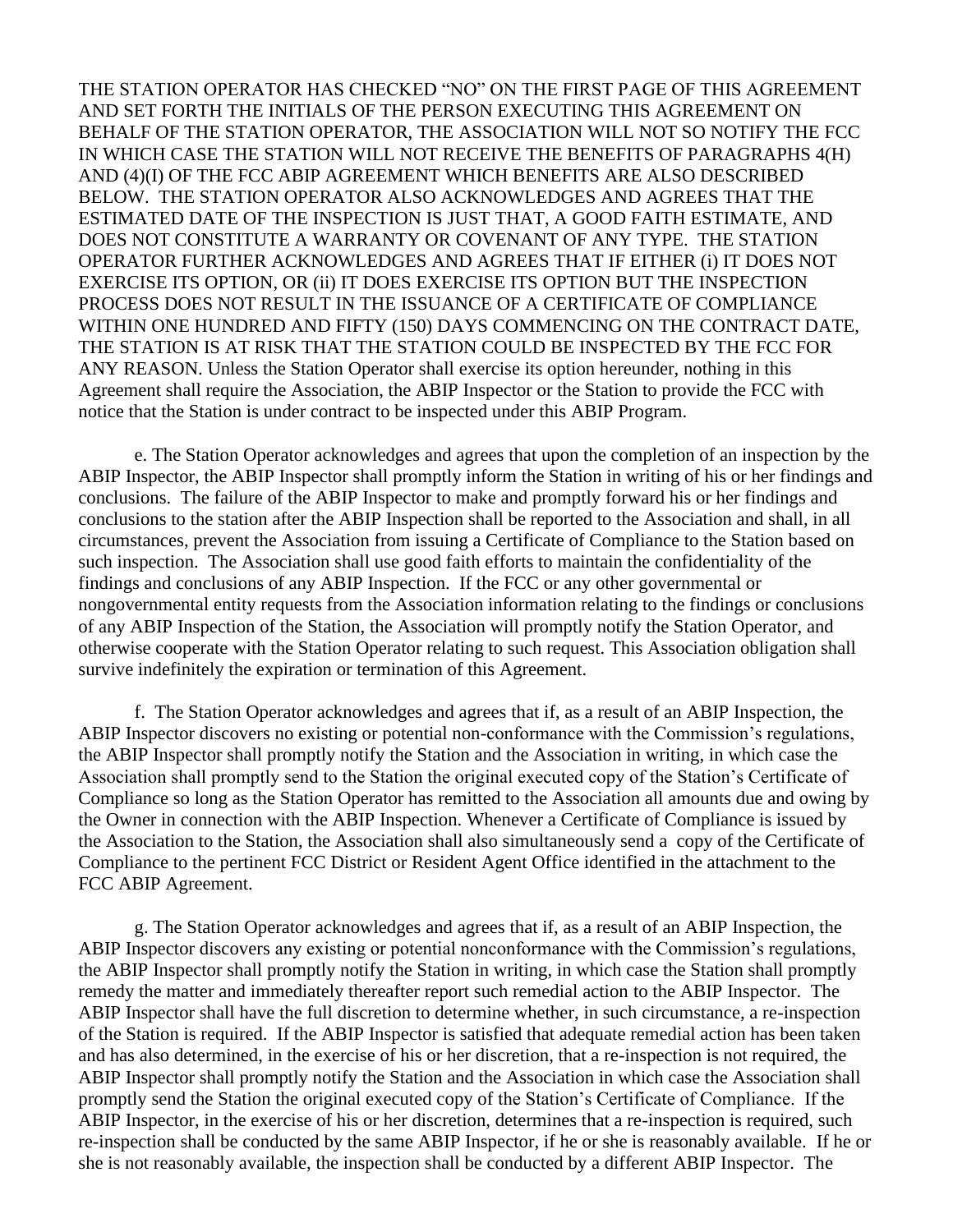THE STATION OPERATOR HAS CHECKED "NO" ON THE FIRST PAGE OF THIS AGREEMENT AND SET FORTH THE INITIALS OF THE PERSON EXECUTING THIS AGREEMENT ON BEHALF OF THE STATION OPERATOR, THE ASSOCIATION WILL NOT SO NOTIFY THE FCC IN WHICH CASE THE STATION WILL NOT RECEIVE THE BENEFITS OF PARAGRAPHS 4(H) AND (4)(I) OF THE FCC ABIP AGREEMENT WHICH BENEFITS ARE ALSO DESCRIBED BELOW. THE STATION OPERATOR ALSO ACKNOWLEDGES AND AGREES THAT THE ESTIMATED DATE OF THE INSPECTION IS JUST THAT, A GOOD FAITH ESTIMATE, AND DOES NOT CONSTITUTE A WARRANTY OR COVENANT OF ANY TYPE. THE STATION OPERATOR FURTHER ACKNOWLEDGES AND AGREES THAT IF EITHER (i) IT DOES NOT EXERCISE ITS OPTION, OR (ii) IT DOES EXERCISE ITS OPTION BUT THE INSPECTION PROCESS DOES NOT RESULT IN THE ISSUANCE OF A CERTIFICATE OF COMPLIANCE WITHIN ONE HUNDRED AND FIFTY (150) DAYS COMMENCING ON THE CONTRACT DATE, THE STATION IS AT RISK THAT THE STATION COULD BE INSPECTED BY THE FCC FOR ANY REASON. Unless the Station Operator shall exercise its option hereunder, nothing in this Agreement shall require the Association, the ABIP Inspector or the Station to provide the FCC with notice that the Station is under contract to be inspected under this ABIP Program.

e. The Station Operator acknowledges and agrees that upon the completion of an inspection by the ABIP Inspector, the ABIP Inspector shall promptly inform the Station in writing of his or her findings and conclusions. The failure of the ABIP Inspector to make and promptly forward his or her findings and conclusions to the station after the ABIP Inspection shall be reported to the Association and shall, in all circumstances, prevent the Association from issuing a Certificate of Compliance to the Station based on such inspection. The Association shall use good faith efforts to maintain the confidentiality of the findings and conclusions of any ABIP Inspection. If the FCC or any other governmental or nongovernmental entity requests from the Association information relating to the findings or conclusions of any ABIP Inspection of the Station, the Association will promptly notify the Station Operator, and otherwise cooperate with the Station Operator relating to such request. This Association obligation shall survive indefinitely the expiration or termination of this Agreement.

f. The Station Operator acknowledges and agrees that if, as a result of an ABIP Inspection, the ABIP Inspector discovers no existing or potential non-conformance with the Commission's regulations, the ABIP Inspector shall promptly notify the Station and the Association in writing, in which case the Association shall promptly send to the Station the original executed copy of the Station's Certificate of Compliance so long as the Station Operator has remitted to the Association all amounts due and owing by the Owner in connection with the ABIP Inspection. Whenever a Certificate of Compliance is issued by the Association to the Station, the Association shall also simultaneously send a copy of the Certificate of Compliance to the pertinent FCC District or Resident Agent Office identified in the attachment to the FCC ABIP Agreement.

g. The Station Operator acknowledges and agrees that if, as a result of an ABIP Inspection, the ABIP Inspector discovers any existing or potential nonconformance with the Commission's regulations, the ABIP Inspector shall promptly notify the Station in writing, in which case the Station shall promptly remedy the matter and immediately thereafter report such remedial action to the ABIP Inspector. The ABIP Inspector shall have the full discretion to determine whether, in such circumstance, a re-inspection of the Station is required. If the ABIP Inspector is satisfied that adequate remedial action has been taken and has also determined, in the exercise of his or her discretion, that a re-inspection is not required, the ABIP Inspector shall promptly notify the Station and the Association in which case the Association shall promptly send the Station the original executed copy of the Station's Certificate of Compliance. If the ABIP Inspector, in the exercise of his or her discretion, determines that a re-inspection is required, such re-inspection shall be conducted by the same ABIP Inspector, if he or she is reasonably available. If he or she is not reasonably available, the inspection shall be conducted by a different ABIP Inspector. The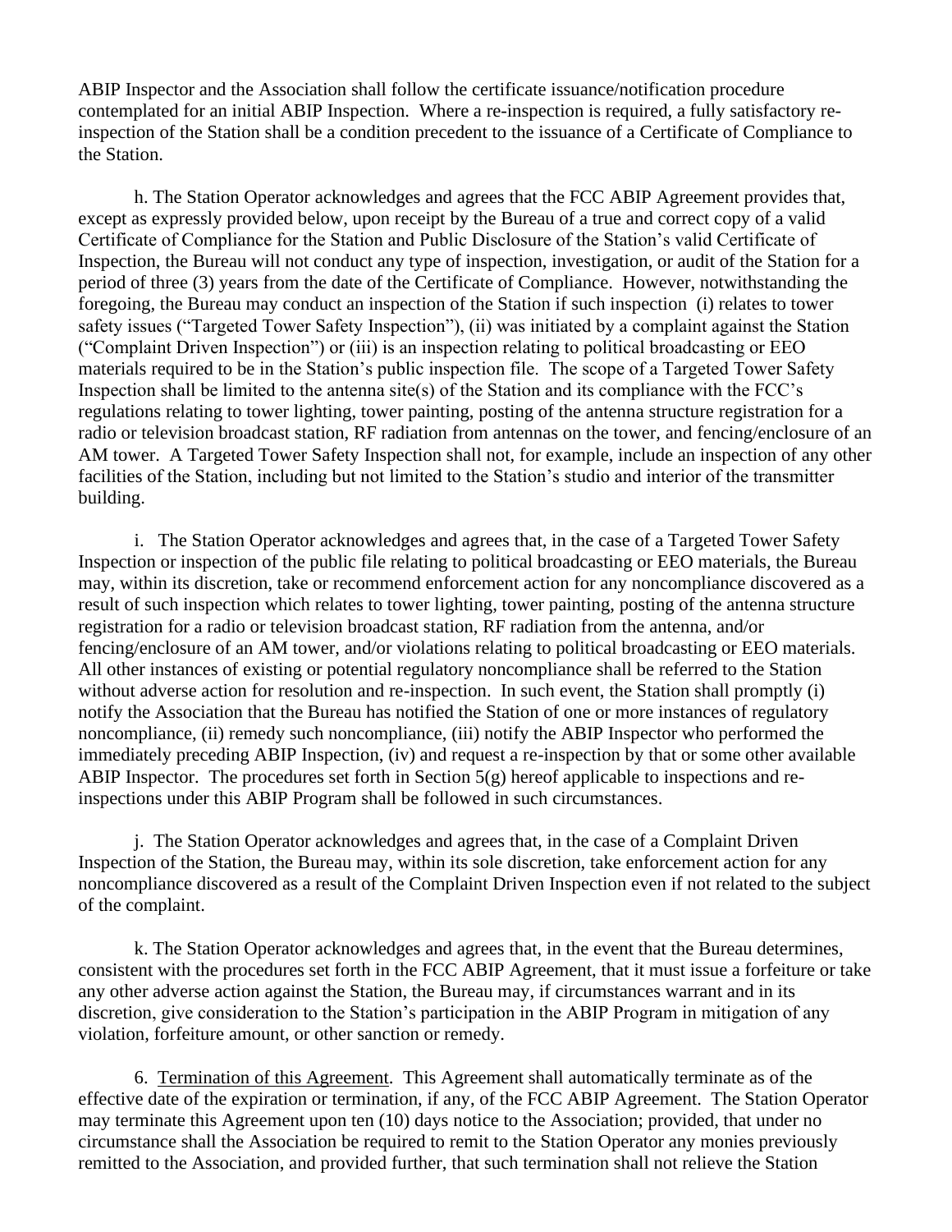ABIP Inspector and the Association shall follow the certificate issuance/notification procedure contemplated for an initial ABIP Inspection. Where a re-inspection is required, a fully satisfactory re-inspection of the Station shall be a condition precedent to the issuance of a Certificate of Compliance to the Station.

h. The Station Operator acknowledges and agrees that the FCC ABIP Agreement provides that, except as expressly provided below, upon receipt by the Bureau of a true and correct copy of a valid Certificate of Compliance for the Station and Public Disclosure of the Station's valid Certificate of Inspection, the Bureau will not conduct any type of inspection, investigation, or audit of the Station for a period of three (3) years from the date of the Certificate of Compliance. However, notwithstanding the foregoing, the Bureau may conduct an inspection of the Station if such inspection (i) relates to tower safety issues ("Targeted Tower Safety Inspection"), (ii) was initiated by a complaint against the Station ("Complaint Driven Inspection") or (iii) is an inspection relating to political broadcasting or EEO materials required to be in the Station's public inspection file. The scope of a Targeted Tower Safety Inspection shall be limited to the antenna site(s) of the Station and its compliance with the FCC's regulations relating to tower lighting, tower painting, posting of the antenna structure registration for a radio or television broadcast station, RF radiation from antennas on the tower, and fencing/enclosure of an AM tower. A Targeted Tower Safety Inspection shall not, for example, include an inspection of any other facilities of the Station, including but not limited to the Station's studio and interior of the transmitter building.

i. The Station Operator acknowledges and agrees that, in the case of a Targeted Tower Safety Inspection or inspection of the public file relating to political broadcasting or EEO materials, the Bureau may, within its discretion, take or recommend enforcement action for any noncompliance discovered as a result of such inspection which relates to tower lighting, tower painting, posting of the antenna structure registration for a radio or television broadcast station, RF radiation from the antenna, and/or fencing/enclosure of an AM tower, and/or violations relating to political broadcasting or EEO materials. All other instances of existing or potential regulatory noncompliance shall be referred to the Station without adverse action for resolution and re-inspection. In such event, the Station shall promptly (i) notify the Association that the Bureau has notified the Station of one or more instances of regulatory noncompliance, (ii) remedy such noncompliance, (iii) notify the ABIP Inspector who performed the immediately preceding ABIP Inspection, (iv) and request a re-inspection by that or some other available ABIP Inspector. The procedures set forth in Section 5(g) hereof applicable to inspections and re-inspections under this ABIP Program shall be followed in such circumstances.

j. The Station Operator acknowledges and agrees that, in the case of a Complaint Driven Inspection of the Station, the Bureau may, within its sole discretion, take enforcement action for any noncompliance discovered as a result of the Complaint Driven Inspection even if not related to the subject of the complaint.

k. The Station Operator acknowledges and agrees that, in the event that the Bureau determines, consistent with the procedures set forth in the FCC ABIP Agreement, that it must issue a forfeiture or take any other adverse action against the Station, the Bureau may, if circumstances warrant and in its discretion, give consideration to the Station's participation in the ABIP Program in mitigation of any violation, forfeiture amount, or other sanction or remedy.

6. Termination of this Agreement. This Agreement shall automatically terminate as of the effective date of the expiration or termination, if any, of the FCC ABIP Agreement. The Station Operator may terminate this Agreement upon ten (10) days notice to the Association; provided, that under no circumstance shall the Association be required to remit to the Station Operator any monies previously remitted to the Association, and provided further, that such termination shall not relieve the Station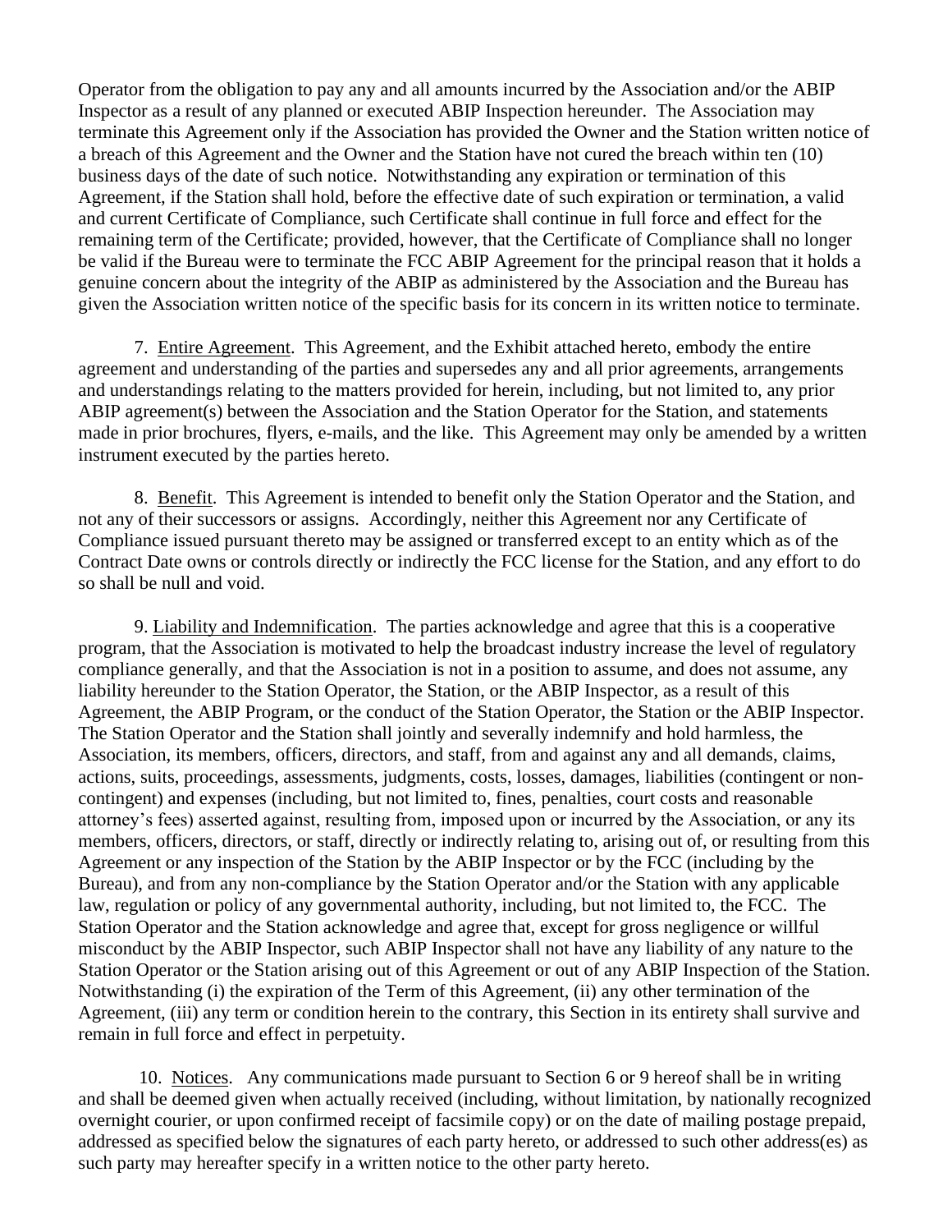Operator from the obligation to pay any and all amounts incurred by the Association and/or the ABIP Inspector as a result of any planned or executed ABIP Inspection hereunder. The Association may terminate this Agreement only if the Association has provided the Owner and the Station written notice of a breach of this Agreement and the Owner and the Station have not cured the breach within ten (10) business days of the date of such notice. Notwithstanding any expiration or termination of this Agreement, if the Station shall hold, before the effective date of such expiration or termination, a valid and current Certificate of Compliance, such Certificate shall continue in full force and effect for the remaining term of the Certificate; provided, however, that the Certificate of Compliance shall no longer be valid if the Bureau were to terminate the FCC ABIP Agreement for the principal reason that it holds a genuine concern about the integrity of the ABIP as administered by the Association and the Bureau has given the Association written notice of the specific basis for its concern in its written notice to terminate.

7. Entire Agreement. This Agreement, and the Exhibit attached hereto, embody the entire agreement and understanding of the parties and supersedes any and all prior agreements, arrangements and understandings relating to the matters provided for herein, including, but not limited to, any prior ABIP agreement(s) between the Association and the Station Operator for the Station, and statements made in prior brochures, flyers, e-mails, and the like. This Agreement may only be amended by a written instrument executed by the parties hereto.

8. Benefit. This Agreement is intended to benefit only the Station Operator and the Station, and not any of their successors or assigns. Accordingly, neither this Agreement nor any Certificate of Compliance issued pursuant thereto may be assigned or transferred except to an entity which as of the Contract Date owns or controls directly or indirectly the FCC license for the Station, and any effort to do so shall be null and void.

9. Liability and Indemnification. The parties acknowledge and agree that this is a cooperative program, that the Association is motivated to help the broadcast industry increase the level of regulatory compliance generally, and that the Association is not in a position to assume, and does not assume, any liability hereunder to the Station Operator, the Station, or the ABIP Inspector, as a result of this Agreement, the ABIP Program, or the conduct of the Station Operator, the Station or the ABIP Inspector. The Station Operator and the Station shall jointly and severally indemnify and hold harmless, the Association, its members, officers, directors, and staff, from and against any and all demands, claims, actions, suits, proceedings, assessments, judgments, costs, losses, damages, liabilities (contingent or non-contingent) and expenses (including, but not limited to, fines, penalties, court costs and reasonable attorney's fees) asserted against, resulting from, imposed upon or incurred by the Association, or any its members, officers, directors, or staff, directly or indirectly relating to, arising out of, or resulting from this Agreement or any inspection of the Station by the ABIP Inspector or by the FCC (including by the Bureau), and from any non-compliance by the Station Operator and/or the Station with any applicable law, regulation or policy of any governmental authority, including, but not limited to, the FCC. The Station Operator and the Station acknowledge and agree that, except for gross negligence or willful misconduct by the ABIP Inspector, such ABIP Inspector shall not have any liability of any nature to the Station Operator or the Station arising out of this Agreement or out of any ABIP Inspection of the Station. Notwithstanding (i) the expiration of the Term of this Agreement, (ii) any other termination of the Agreement, (iii) any term or condition herein to the contrary, this Section in its entirety shall survive and remain in full force and effect in perpetuity.

10. Notices. Any communications made pursuant to Section 6 or 9 hereof shall be in writing and shall be deemed given when actually received (including, without limitation, by nationally recognized overnight courier, or upon confirmed receipt of facsimile copy) or on the date of mailing postage prepaid, addressed as specified below the signatures of each party hereto, or addressed to such other address(es) as such party may hereafter specify in a written notice to the other party hereto.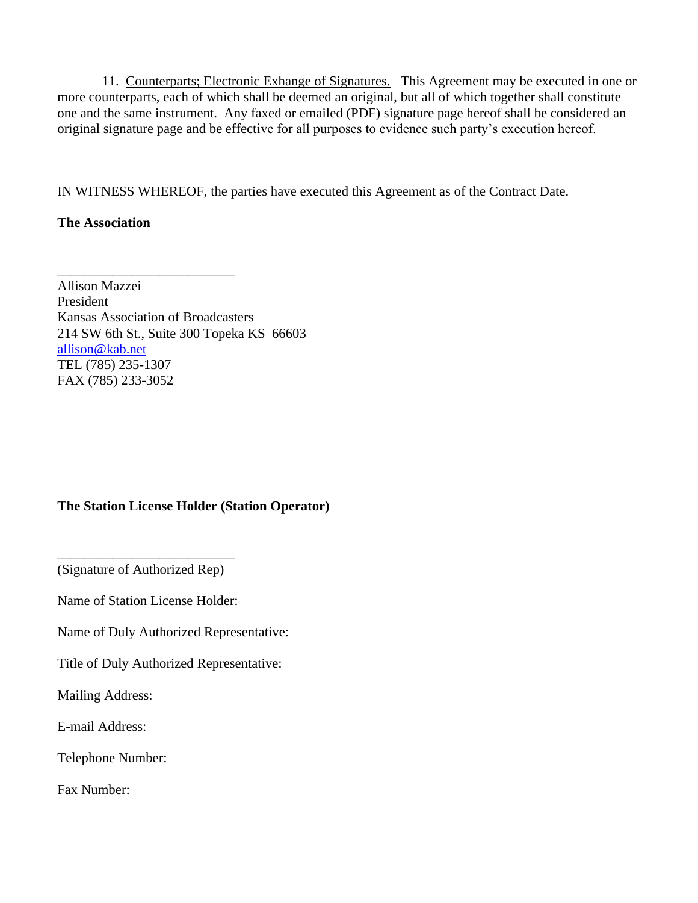11. <u>Counterparts; Electronic Exhange of Signatures.</u> This Agreement may be executed in one or more counterparts, each of which shall be deemed an original, but all of which together shall constitute one and the same instrument. Any faxed or emailed (PDF) signature page hereof shall be considered an original signature page and be effective for all purposes to evidence such party's execution hereof.

IN WITNESS WHEREOF, the parties have executed this Agreement as of the Contract Date.

**The Association**

___________________________

Allison Mazzei
President
Kansas Association of Broadcasters
214 SW 6th St., Suite 300 Topeka KS 66603
allison@kab.net
TEL (785) 235-1307
FAX (785) 233-3052

**The Station License Holder (Station Operator)**

___________________________

(Signature of Authorized Rep)

Name of Station License Holder:

Name of Duly Authorized Representative:

Title of Duly Authorized Representative:

Mailing Address:

E-mail Address:

Telephone Number:

Fax Number: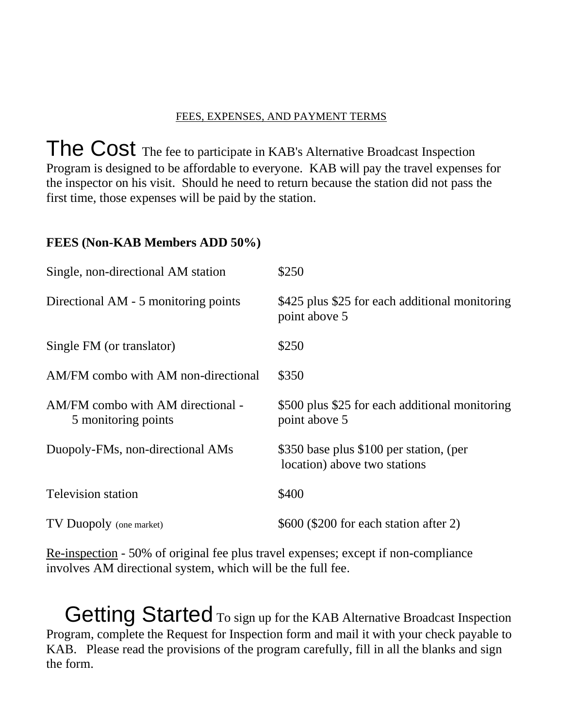FEES, EXPENSES, AND PAYMENT TERMS

**The Cost** The fee to participate in KAB's Alternative Broadcast Inspection Program is designed to be affordable to everyone. KAB will pay the travel expenses for the inspector on his visit. Should he need to return because the station did not pass the first time, those expenses will be paid by the station.

**FEES (Non-KAB Members ADD 50%)**

| | |
|---|---|
| Single, non-directional AM station | $250 |
| Directional AM - 5 monitoring points | $425 plus $25 for each additional monitoring point above 5 |
| Single FM (or translator) | $250 |
| AM/FM combo with AM non-directional | $350 |
| AM/FM combo with AM directional - 5 monitoring points | $500 plus $25 for each additional monitoring point above 5 |
| Duopoly-FMs, non-directional AMs | $350 base plus $100 per station, (per location) above two stations |
| Television station | $400 |
| TV Duopoly (one market) | $600 ($200 for each station after 2) |

Re-inspection - 50% of original fee plus travel expenses; except if non-compliance involves AM directional system, which will be the full fee.

**Getting Started** To sign up for the KAB Alternative Broadcast Inspection Program, complete the Request for Inspection form and mail it with your check payable to KAB. Please read the provisions of the program carefully, fill in all the blanks and sign the form.